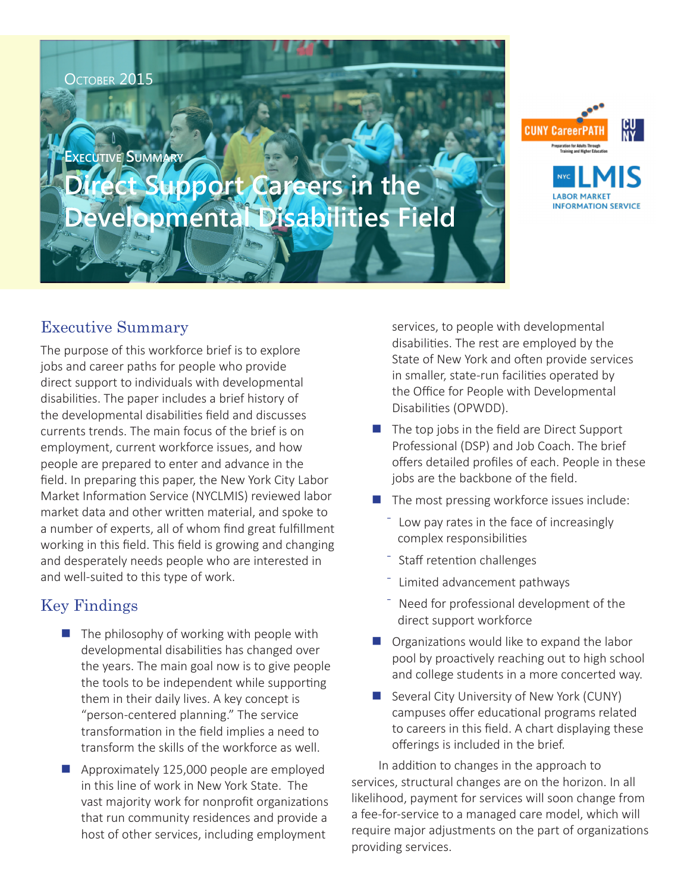October 2015

Executive Summary

# Direct Support Careers in the Developmental Disabilities Field

CUNY CareerPATH — Preparation for Adults Through Training and Higher Education

CUNY

NYC LMIS — Labor Market Information Service

## Executive Summary

The purpose of this workforce brief is to explore jobs and career paths for people who provide direct support to individuals with developmental disabilities. The paper includes a brief history of the developmental disabilities field and discusses currents trends. The main focus of the brief is on employment, current workforce issues, and how people are prepared to enter and advance in the field. In preparing this paper, the New York City Labor Market Information Service (NYCLMIS) reviewed labor market data and other written material, and spoke to a number of experts, all of whom find great fulfillment working in this field. This field is growing and changing and desperately needs people who are interested in and well-suited to this type of work.

## Key Findings

- The philosophy of working with people with developmental disabilities has changed over the years. The main goal now is to give people the tools to be independent while supporting them in their daily lives. A key concept is "person-centered planning." The service transformation in the field implies a need to transform the skills of the workforce as well.
- Approximately 125,000 people are employed in this line of work in New York State. The vast majority work for nonprofit organizations that run community residences and provide a host of other services, including employment services, to people with developmental disabilities. The rest are employed by the State of New York and often provide services in smaller, state-run facilities operated by the Office for People with Developmental Disabilities (OPWDD).
- The top jobs in the field are Direct Support Professional (DSP) and Job Coach. The brief offers detailed profiles of each. People in these jobs are the backbone of the field.
- The most pressing workforce issues include:
  - Low pay rates in the face of increasingly complex responsibilities
  - Staff retention challenges
  - Limited advancement pathways
  - Need for professional development of the direct support workforce
- Organizations would like to expand the labor pool by proactively reaching out to high school and college students in a more concerted way.
- Several City University of New York (CUNY) campuses offer educational programs related to careers in this field. A chart displaying these offerings is included in the brief.

In addition to changes in the approach to services, structural changes are on the horizon. In all likelihood, payment for services will soon change from a fee-for-service to a managed care model, which will require major adjustments on the part of organizations providing services.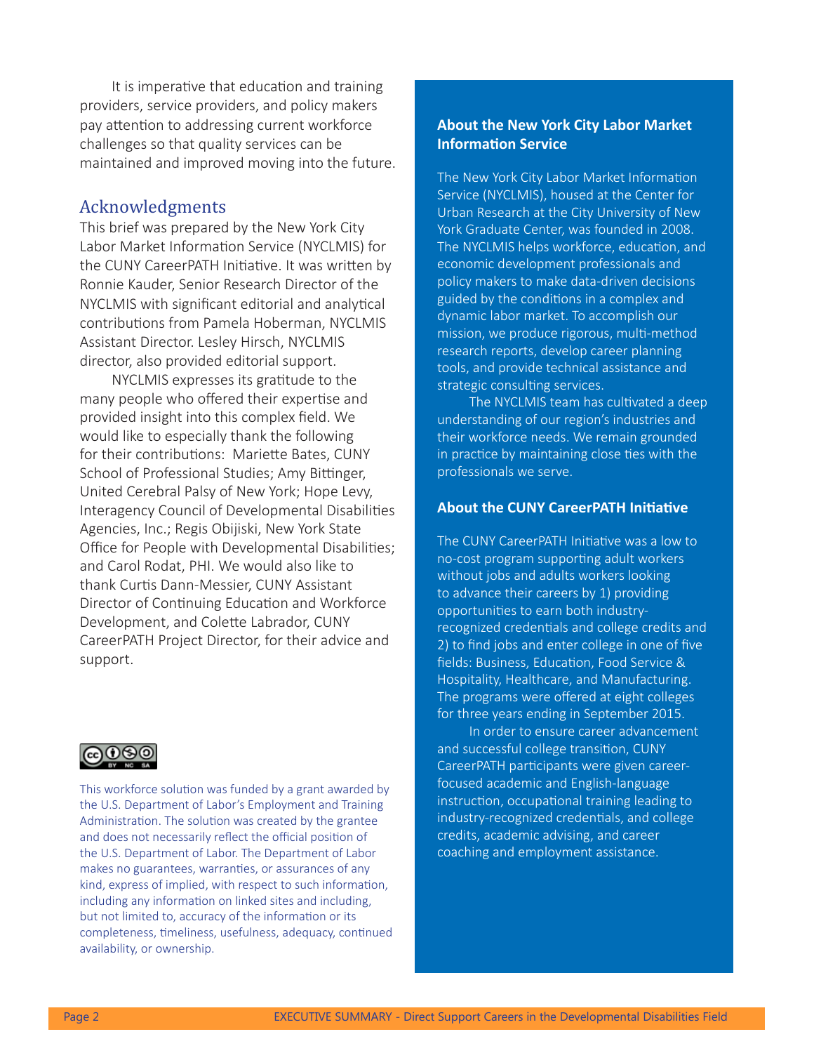It is imperative that education and training providers, service providers, and policy makers pay attention to addressing current workforce challenges so that quality services can be maintained and improved moving into the future.

## Acknowledgments

This brief was prepared by the New York City Labor Market Information Service (NYCLMIS) for the CUNY CareerPATH Initiative. It was written by Ronnie Kauder, Senior Research Director of the NYCLMIS with significant editorial and analytical contributions from Pamela Hoberman, NYCLMIS Assistant Director. Lesley Hirsch, NYCLMIS director, also provided editorial support.

NYCLMIS expresses its gratitude to the many people who offered their expertise and provided insight into this complex field. We would like to especially thank the following for their contributions: Mariette Bates, CUNY School of Professional Studies; Amy Bittinger, United Cerebral Palsy of New York; Hope Levy, Interagency Council of Developmental Disabilities Agencies, Inc.; Regis Obijiski, New York State Office for People with Developmental Disabilities; and Carol Rodat, PHI. We would also like to thank Curtis Dann-Messier, CUNY Assistant Director of Continuing Education and Workforce Development, and Colette Labrador, CUNY CareerPATH Project Director, for their advice and support.

This workforce solution was funded by a grant awarded by the U.S. Department of Labor's Employment and Training Administration. The solution was created by the grantee and does not necessarily reflect the official position of the U.S. Department of Labor. The Department of Labor makes no guarantees, warranties, or assurances of any kind, express of implied, with respect to such information, including any information on linked sites and including, but not limited to, accuracy of the information or its completeness, timeliness, usefulness, adequacy, continued availability, or ownership.

### About the New York City Labor Market Information Service

The New York City Labor Market Information Service (NYCLMIS), housed at the Center for Urban Research at the City University of New York Graduate Center, was founded in 2008. The NYCLMIS helps workforce, education, and economic development professionals and policy makers to make data-driven decisions guided by the conditions in a complex and dynamic labor market. To accomplish our mission, we produce rigorous, multi-method research reports, develop career planning tools, and provide technical assistance and strategic consulting services.

The NYCLMIS team has cultivated a deep understanding of our region's industries and their workforce needs. We remain grounded in practice by maintaining close ties with the professionals we serve.

### About the CUNY CareerPATH Initiative

The CUNY CareerPATH Initiative was a low to no-cost program supporting adult workers without jobs and adults workers looking to advance their careers by 1) providing opportunities to earn both industry-recognized credentials and college credits and 2) to find jobs and enter college in one of five fields: Business, Education, Food Service & Hospitality, Healthcare, and Manufacturing. The programs were offered at eight colleges for three years ending in September 2015.

In order to ensure career advancement and successful college transition, CUNY CareerPATH participants were given career-focused academic and English-language instruction, occupational training leading to industry-recognized credentials, and college credits, academic advising, and career coaching and employment assistance.